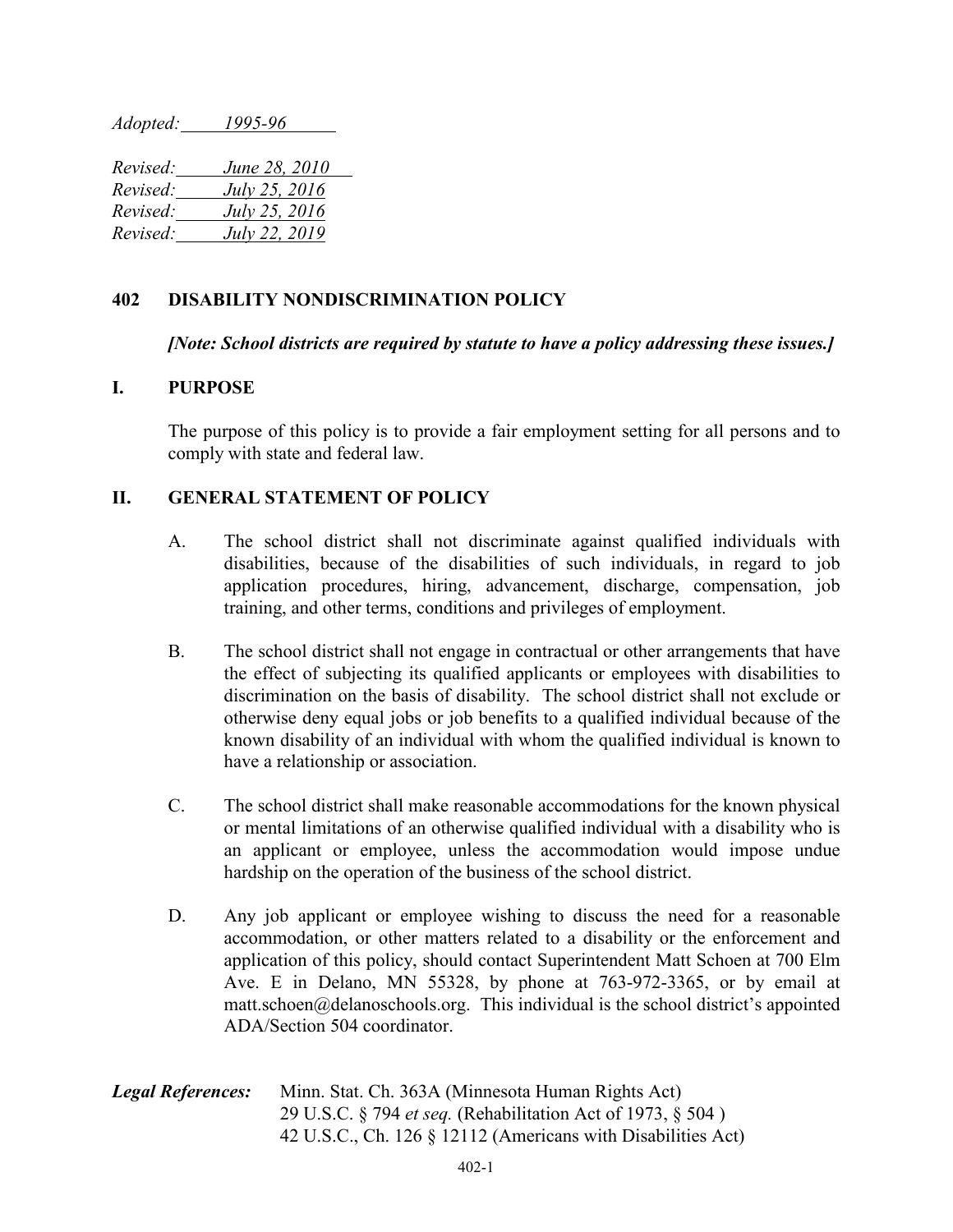*Adopted: 1995-96*

*Revised: June 28, 2010*
*Revised: July 25, 2016*
*Revised: July 25, 2016*
*Revised: July 22, 2019*

## 402 DISABILITY NONDISCRIMINATION POLICY

***[Note: School districts are required by statute to have a policy addressing these issues.]***

## I. PURPOSE

The purpose of this policy is to provide a fair employment setting for all persons and to comply with state and federal law.

## II. GENERAL STATEMENT OF POLICY

A. The school district shall not discriminate against qualified individuals with disabilities, because of the disabilities of such individuals, in regard to job application procedures, hiring, advancement, discharge, compensation, job training, and other terms, conditions and privileges of employment.

B. The school district shall not engage in contractual or other arrangements that have the effect of subjecting its qualified applicants or employees with disabilities to discrimination on the basis of disability. The school district shall not exclude or otherwise deny equal jobs or job benefits to a qualified individual because of the known disability of an individual with whom the qualified individual is known to have a relationship or association.

C. The school district shall make reasonable accommodations for the known physical or mental limitations of an otherwise qualified individual with a disability who is an applicant or employee, unless the accommodation would impose undue hardship on the operation of the business of the school district.

D. Any job applicant or employee wishing to discuss the need for a reasonable accommodation, or other matters related to a disability or the enforcement and application of this policy, should contact Superintendent Matt Schoen at 700 Elm Ave. E in Delano, MN 55328, by phone at 763-972-3365, or by email at matt.schoen@delanoschools.org. This individual is the school district's appointed ADA/Section 504 coordinator.

***Legal References:*** Minn. Stat. Ch. 363A (Minnesota Human Rights Act)
29 U.S.C. § 794 *et seq.* (Rehabilitation Act of 1973, § 504 )
42 U.S.C., Ch. 126 § 12112 (Americans with Disabilities Act)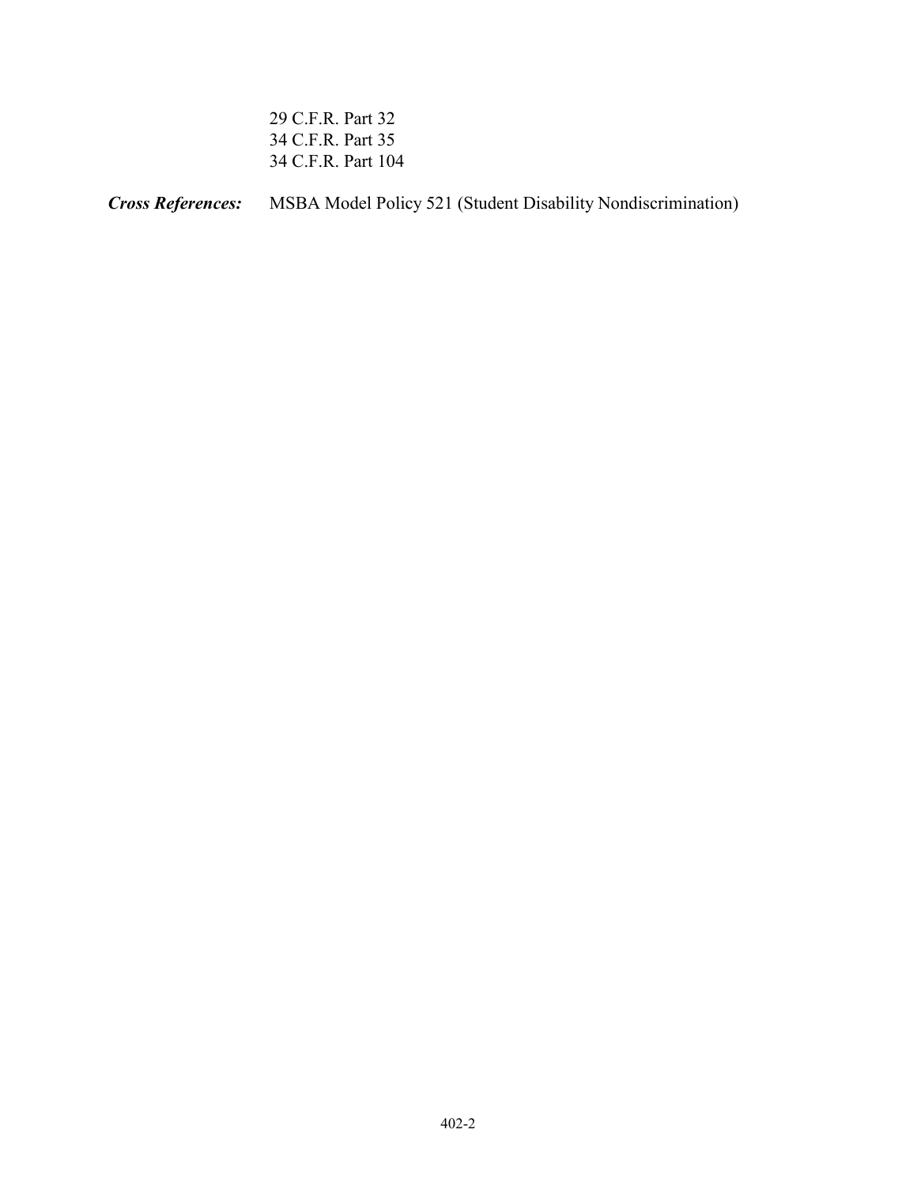29 C.F.R. Part 32
34 C.F.R. Part 35
34 C.F.R. Part 104

***Cross References:*** MSBA Model Policy 521 (Student Disability Nondiscrimination)